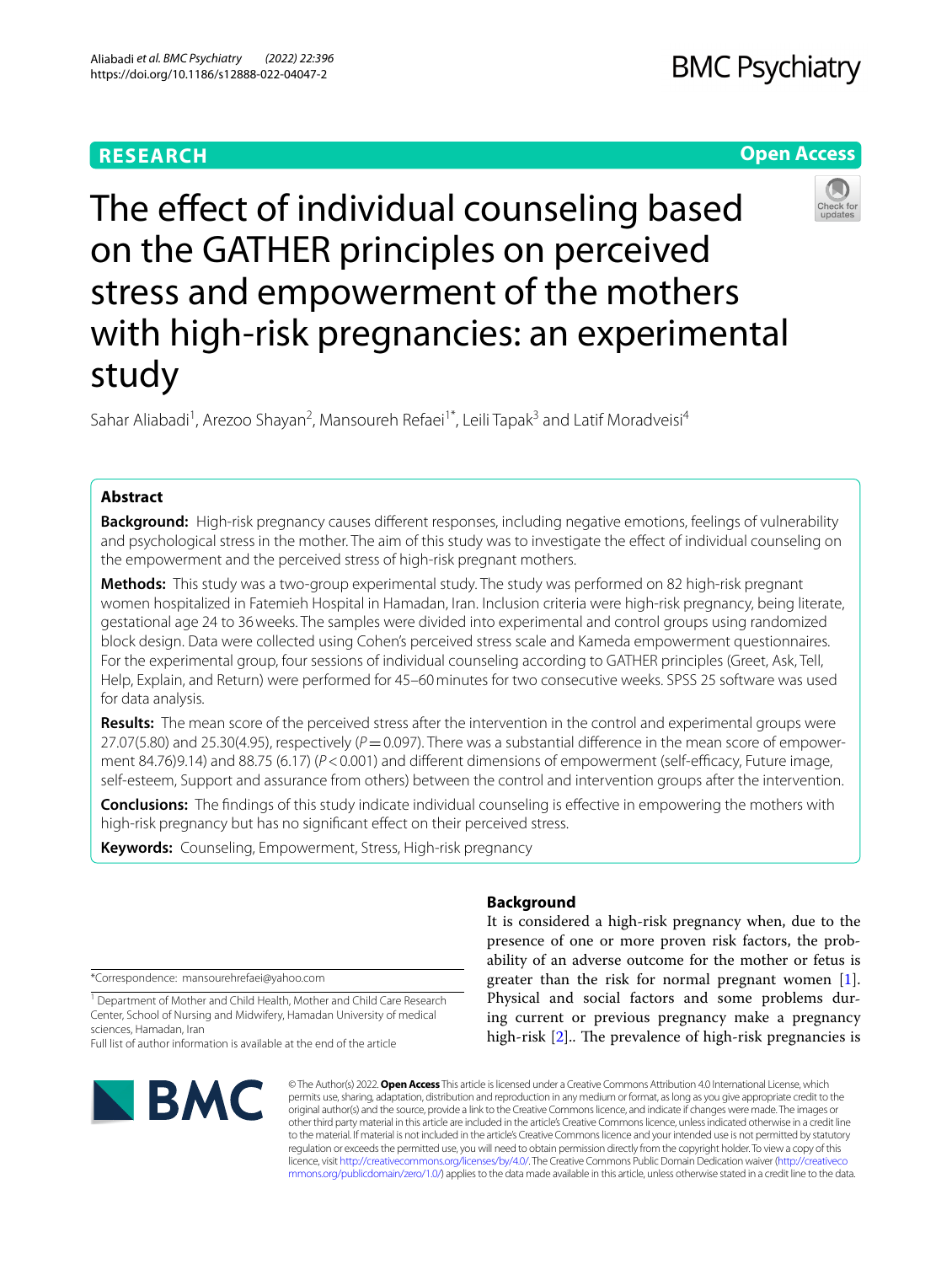RESEARCH

Open Access

# The effect of individual counseling based on the GATHER principles on perceived stress and empowerment of the mothers with high-risk pregnancies: an experimental study

Sahar Aliabadi[1], Arezoo Shayan[2], Mansoureh Refaei[1*], Leili Tapak[3] and Latif Moradveisi[4]

## Abstract

**Background:** High-risk pregnancy causes different responses, including negative emotions, feelings of vulnerability and psychological stress in the mother. The aim of this study was to investigate the effect of individual counseling on the empowerment and the perceived stress of high-risk pregnant mothers.

**Methods:** This study was a two-group experimental study. The study was performed on 82 high-risk pregnant women hospitalized in Fatemieh Hospital in Hamadan, Iran. Inclusion criteria were high-risk pregnancy, being literate, gestational age 24 to 36 weeks. The samples were divided into experimental and control groups using randomized block design. Data were collected using Cohen's perceived stress scale and Kameda empowerment questionnaires. For the experimental group, four sessions of individual counseling according to GATHER principles (Greet, Ask, Tell, Help, Explain, and Return) were performed for 45–60 minutes for two consecutive weeks. SPSS 25 software was used for data analysis.

**Results:** The mean score of the perceived stress after the intervention in the control and experimental groups were 27.07(5.80) and 25.30(4.95), respectively ($P = 0.097$). There was a substantial difference in the mean score of empowerment 84.76)9.14) and 88.75 (6.17) ($P < 0.001$) and different dimensions of empowerment (self-efficacy, Future image, self-esteem, Support and assurance from others) between the control and intervention groups after the intervention.

**Conclusions:** The findings of this study indicate individual counseling is effective in empowering the mothers with high-risk pregnancy but has no significant effect on their perceived stress.

**Keywords:** Counseling, Empowerment, Stress, High-risk pregnancy

## Background

It is considered a high-risk pregnancy when, due to the presence of one or more proven risk factors, the probability of an adverse outcome for the mother or fetus is greater than the risk for normal pregnant women [1]. Physical and social factors and some problems during current or previous pregnancy make a pregnancy high-risk [2].. The prevalence of high-risk pregnancies is

*Correspondence: mansourehrefaei@yahoo.com

[1] Department of Mother and Child Health, Mother and Child Care Research Center, School of Nursing and Midwifery, Hamadan University of medical sciences, Hamadan, Iran

Full list of author information is available at the end of the article

© The Author(s) 2022. **Open Access** This article is licensed under a Creative Commons Attribution 4.0 International License, which permits use, sharing, adaptation, distribution and reproduction in any medium or format, as long as you give appropriate credit to the original author(s) and the source, provide a link to the Creative Commons licence, and indicate if changes were made. The images or other third party material in this article are included in the article's Creative Commons licence, unless indicated otherwise in a credit line to the material. If material is not included in the article's Creative Commons licence and your intended use is not permitted by statutory regulation or exceeds the permitted use, you will need to obtain permission directly from the copyright holder. To view a copy of this licence, visit http://creativecommons.org/licenses/by/4.0/. The Creative Commons Public Domain Dedication waiver (http://creativecommons.org/publicdomain/zero/1.0/) applies to the data made available in this article, unless otherwise stated in a credit line to the data.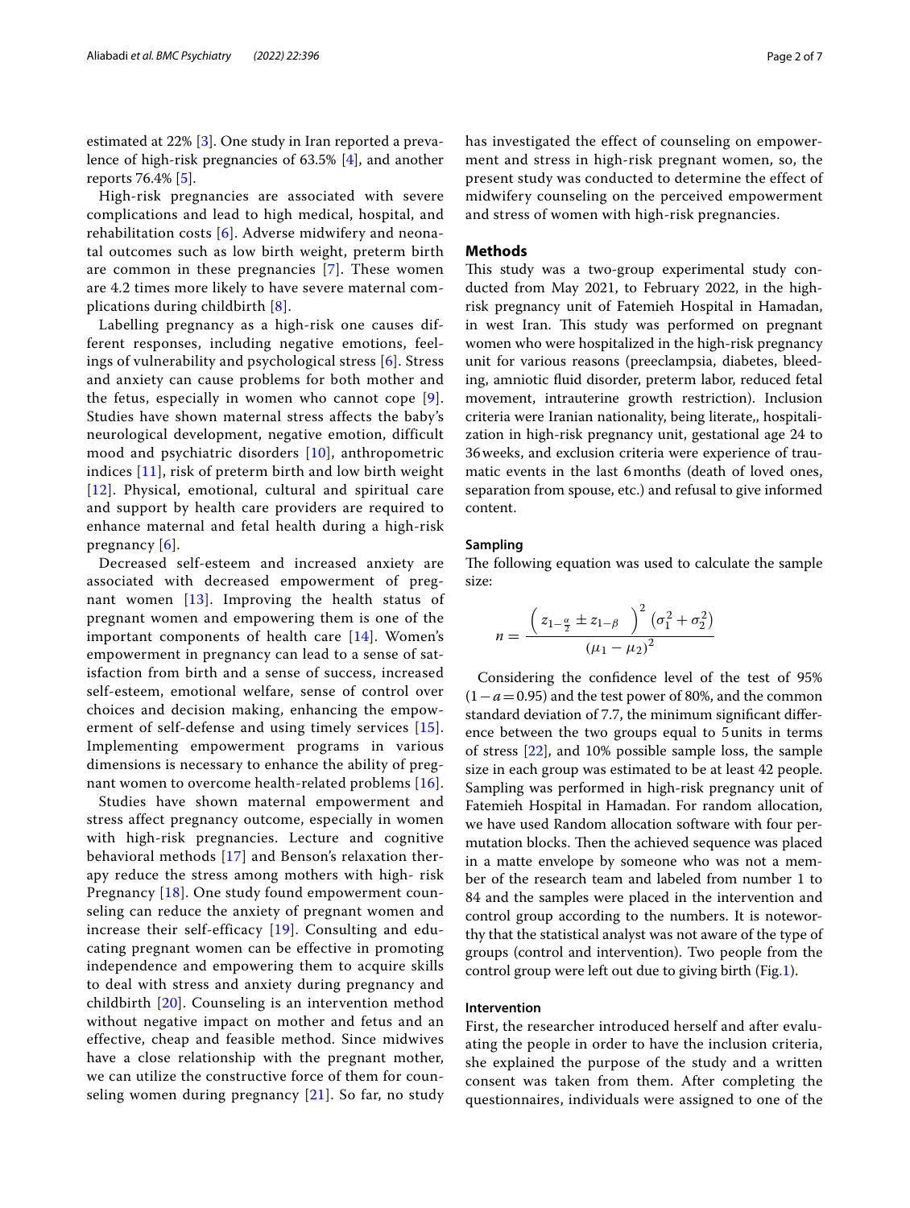estimated at 22% [3]. One study in Iran reported a prevalence of high-risk pregnancies of 63.5% [4], and another reports 76.4% [5].

High-risk pregnancies are associated with severe complications and lead to high medical, hospital, and rehabilitation costs [6]. Adverse midwifery and neonatal outcomes such as low birth weight, preterm birth are common in these pregnancies [7]. These women are 4.2 times more likely to have severe maternal complications during childbirth [8].

Labelling pregnancy as a high-risk one causes different responses, including negative emotions, feelings of vulnerability and psychological stress [6]. Stress and anxiety can cause problems for both mother and the fetus, especially in women who cannot cope [9]. Studies have shown maternal stress affects the baby's neurological development, negative emotion, difficult mood and psychiatric disorders [10], anthropometric indices [11], risk of preterm birth and low birth weight [12]. Physical, emotional, cultural and spiritual care and support by health care providers are required to enhance maternal and fetal health during a high-risk pregnancy [6].

Decreased self-esteem and increased anxiety are associated with decreased empowerment of pregnant women [13]. Improving the health status of pregnant women and empowering them is one of the important components of health care [14]. Women's empowerment in pregnancy can lead to a sense of satisfaction from birth and a sense of success, increased self-esteem, emotional welfare, sense of control over choices and decision making, enhancing the empowerment of self-defense and using timely services [15]. Implementing empowerment programs in various dimensions is necessary to enhance the ability of pregnant women to overcome health-related problems [16].

Studies have shown maternal empowerment and stress affect pregnancy outcome, especially in women with high-risk pregnancies. Lecture and cognitive behavioral methods [17] and Benson's relaxation therapy reduce the stress among mothers with high- risk Pregnancy [18]. One study found empowerment counseling can reduce the anxiety of pregnant women and increase their self-efficacy [19]. Consulting and educating pregnant women can be effective in promoting independence and empowering them to acquire skills to deal with stress and anxiety during pregnancy and childbirth [20]. Counseling is an intervention method without negative impact on mother and fetus and an effective, cheap and feasible method. Since midwives have a close relationship with the pregnant mother, we can utilize the constructive force of them for counseling women during pregnancy [21]. So far, no study has investigated the effect of counseling on empowerment and stress in high-risk pregnant women, so, the present study was conducted to determine the effect of midwifery counseling on the perceived empowerment and stress of women with high-risk pregnancies.

## Methods

This study was a two-group experimental study conducted from May 2021, to February 2022, in the high-risk pregnancy unit of Fatemieh Hospital in Hamadan, in west Iran. This study was performed on pregnant women who were hospitalized in the high-risk pregnancy unit for various reasons (preeclampsia, diabetes, bleeding, amniotic fluid disorder, preterm labor, reduced fetal movement, intrauterine growth restriction). Inclusion criteria were Iranian nationality, being literate,, hospitalization in high-risk pregnancy unit, gestational age 24 to 36 weeks, and exclusion criteria were experience of traumatic events in the last 6 months (death of loved ones, separation from spouse, etc.) and refusal to give informed content.

### Sampling

The following equation was used to calculate the sample size:

$$n = \frac{\left(z_{1-\frac{\alpha}{2}} \pm z_{1-\beta}\right)^2 (\sigma_1^2 + \sigma_2^2)}{(\mu_1 - \mu_2)^2}$$

Considering the confidence level of the test of 95% ($1 - a = 0.95$) and the test power of 80%, and the common standard deviation of 7.7, the minimum significant difference between the two groups equal to 5 units in terms of stress [22], and 10% possible sample loss, the sample size in each group was estimated to be at least 42 people. Sampling was performed in high-risk pregnancy unit of Fatemieh Hospital in Hamadan. For random allocation, we have used Random allocation software with four permutation blocks. Then the achieved sequence was placed in a matte envelope by someone who was not a member of the research team and labeled from number 1 to 84 and the samples were placed in the intervention and control group according to the numbers. It is noteworthy that the statistical analyst was not aware of the type of groups (control and intervention). Two people from the control group were left out due to giving birth (Fig.1).

### Intervention

First, the researcher introduced herself and after evaluating the people in order to have the inclusion criteria, she explained the purpose of the study and a written consent was taken from them. After completing the questionnaires, individuals were assigned to one of the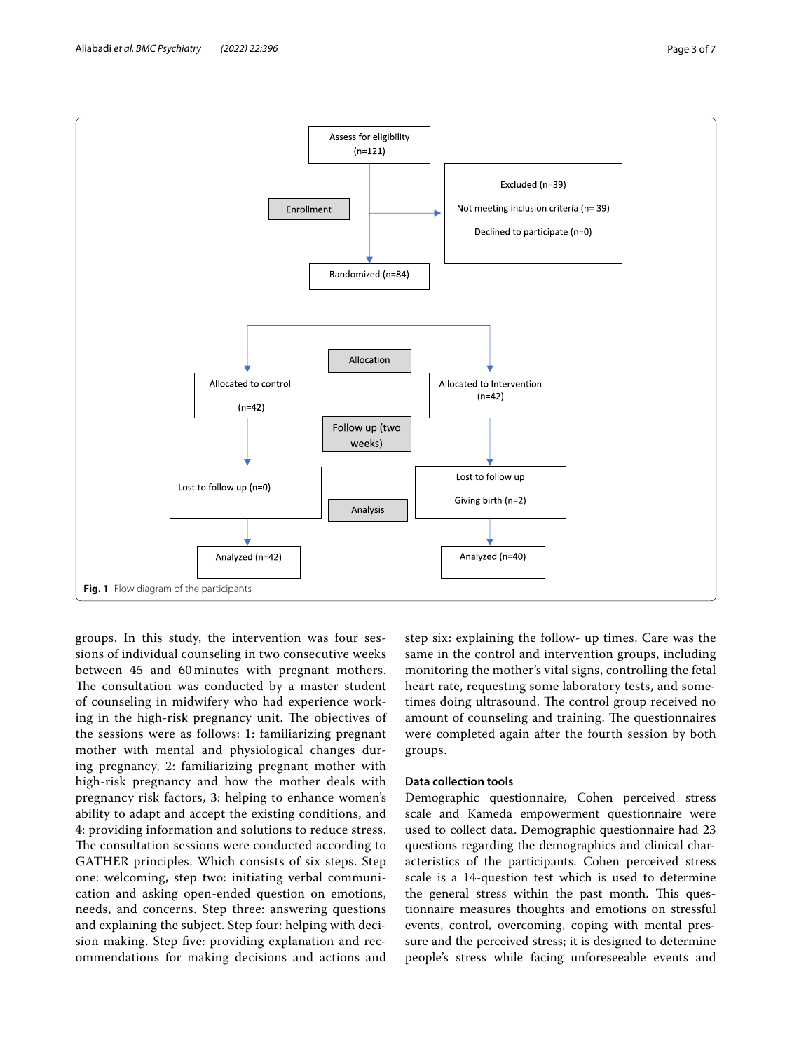Assess for eligibility (n=121)

Enrollment

Excluded (n=39)

Not meeting inclusion criteria (n= 39)

Declined to participate (n=0)

Randomized (n=84)

Allocation

Allocated to control (n=42)

Allocated to Intervention (n=42)

Follow up (two weeks)

Lost to follow up (n=0)

Lost to follow up

Giving birth (n=2)

Analysis

Analyzed (n=42)

Analyzed (n=40)

**Fig. 1** Flow diagram of the participants

groups. In this study, the intervention was four sessions of individual counseling in two consecutive weeks between 45 and 60 minutes with pregnant mothers. The consultation was conducted by a master student of counseling in midwifery who had experience working in the high-risk pregnancy unit. The objectives of the sessions were as follows: 1: familiarizing pregnant mother with mental and physiological changes during pregnancy, 2: familiarizing pregnant mother with high-risk pregnancy and how the mother deals with pregnancy risk factors, 3: helping to enhance women's ability to adapt and accept the existing conditions, and 4: providing information and solutions to reduce stress. The consultation sessions were conducted according to GATHER principles. Which consists of six steps. Step one: welcoming, step two: initiating verbal communication and asking open-ended question on emotions, needs, and concerns. Step three: answering questions and explaining the subject. Step four: helping with decision making. Step five: providing explanation and recommendations for making decisions and actions and step six: explaining the follow- up times. Care was the same in the control and intervention groups, including monitoring the mother's vital signs, controlling the fetal heart rate, requesting some laboratory tests, and sometimes doing ultrasound. The control group received no amount of counseling and training. The questionnaires were completed again after the fourth session by both groups.

### Data collection tools

Demographic questionnaire, Cohen perceived stress scale and Kameda empowerment questionnaire were used to collect data. Demographic questionnaire had 23 questions regarding the demographics and clinical characteristics of the participants. Cohen perceived stress scale is a 14-question test which is used to determine the general stress within the past month. This questionnaire measures thoughts and emotions on stressful events, control, overcoming, coping with mental pressure and the perceived stress; it is designed to determine people's stress while facing unforeseeable events and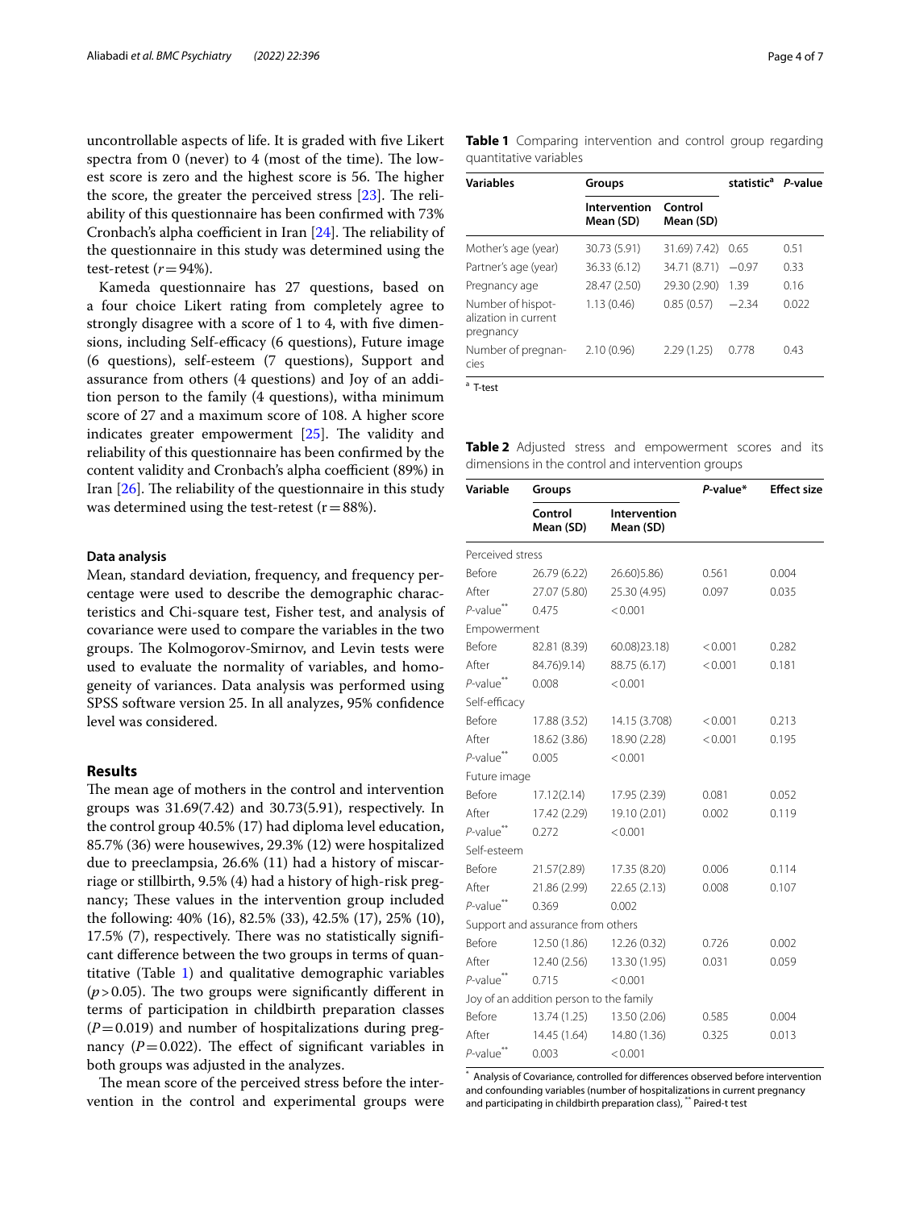uncontrollable aspects of life. It is graded with five Likert spectra from 0 (never) to 4 (most of the time). The lowest score is zero and the highest score is 56. The higher the score, the greater the perceived stress [23]. The reliability of this questionnaire has been confirmed with 73% Cronbach's alpha coefficient in Iran [24]. The reliability of the questionnaire in this study was determined using the test-retest ($r = 94\%$).

Kameda questionnaire has 27 questions, based on a four choice Likert rating from completely agree to strongly disagree with a score of 1 to 4, with five dimensions, including Self-efficacy (6 questions), Future image (6 questions), self-esteem (7 questions), Support and assurance from others (4 questions) and Joy of an addition person to the family (4 questions), witha minimum score of 27 and a maximum score of 108. A higher score indicates greater empowerment [25]. The validity and reliability of this questionnaire has been confirmed by the content validity and Cronbach's alpha coefficient (89%) in Iran [26]. The reliability of the questionnaire in this study was determined using the test-retest ($r = 88\%$).

### Data analysis

Mean, standard deviation, frequency, and frequency percentage were used to describe the demographic characteristics and Chi-square test, Fisher test, and analysis of covariance were used to compare the variables in the two groups. The Kolmogorov-Smirnov, and Levin tests were used to evaluate the normality of variables, and homogeneity of variances. Data analysis was performed using SPSS software version 25. In all analyzes, 95% confidence level was considered.

## Results

The mean age of mothers in the control and intervention groups was 31.69(7.42) and 30.73(5.91), respectively. In the control group 40.5% (17) had diploma level education, 85.7% (36) were housewives, 29.3% (12) were hospitalized due to preeclampsia, 26.6% (11) had a history of miscarriage or stillbirth, 9.5% (4) had a history of high-risk pregnancy; These values in the intervention group included the following: 40% (16), 82.5% (33), 42.5% (17), 25% (10), 17.5% (7), respectively. There was no statistically significant difference between the two groups in terms of quantitative (Table 1) and qualitative demographic variables ($p > 0.05$). The two groups were significantly different in terms of participation in childbirth preparation classes ($P = 0.019$) and number of hospitalizations during pregnancy ($P = 0.022$). The effect of significant variables in both groups was adjusted in the analyzes.

The mean score of the perceived stress before the intervention in the control and experimental groups were

**Table 1** Comparing intervention and control group regarding quantitative variables

| Variables | Groups | | statistic[a] | *P*-value |
|---|---|---|---|---|
| | Intervention Mean (SD) | Control Mean (SD) | | |
| Mother's age (year) | 30.73 (5.91) | 31.69) 7.42) | 0.65 | 0.51 |
| Partner's age (year) | 36.33 (6.12) | 34.71 (8.71) | −0.97 | 0.33 |
| Pregnancy age | 28.47 (2.50) | 29.30 (2.90) | 1.39 | 0.16 |
| Number of hispotalization in current pregnancy | 1.13 (0.46) | 0.85 (0.57) | −2.34 | 0.022 |
| Number of pregnancies | 2.10 (0.96) | 2.29 (1.25) | 0.778 | 0.43 |

[a] T-test

**Table 2** Adjusted stress and empowerment scores and its dimensions in the control and intervention groups

| Variable | Groups | | *P*-value* | Effect size |
|---|---|---|---|---|
| | Control Mean (SD) | Intervention Mean (SD) | | |
| Perceived stress | | | | |
| Before | 26.79 (6.22) | 26.60)5.86) | 0.561 | 0.004 |
| After | 27.07 (5.80) | 25.30 (4.95) | 0.097 | 0.035 |
| *P*-value** | 0.475 | <0.001 | | |
| Empowerment | | | | |
| Before | 82.81 (8.39) | 60.08)23.18) | <0.001 | 0.282 |
| After | 84.76)9.14) | 88.75 (6.17) | <0.001 | 0.181 |
| *P*-value** | 0.008 | <0.001 | | |
| Self-efficacy | | | | |
| Before | 17.88 (3.52) | 14.15 (3.708) | <0.001 | 0.213 |
| After | 18.62 (3.86) | 18.90 (2.28) | <0.001 | 0.195 |
| *P*-value** | 0.005 | <0.001 | | |
| Future image | | | | |
| Before | 17.12(2.14) | 17.95 (2.39) | 0.081 | 0.052 |
| After | 17.42 (2.29) | 19.10 (2.01) | 0.002 | 0.119 |
| *P*-value** | 0.272 | <0.001 | | |
| Self-esteem | | | | |
| Before | 21.57(2.89) | 17.35 (8.20) | 0.006 | 0.114 |
| After | 21.86 (2.99) | 22.65 (2.13) | 0.008 | 0.107 |
| *P*-value** | 0.369 | 0.002 | | |
| Support and assurance from others | | | | |
| Before | 12.50 (1.86) | 12.26 (0.32) | 0.726 | 0.002 |
| After | 12.40 (2.56) | 13.30 (1.95) | 0.031 | 0.059 |
| *P*-value** | 0.715 | <0.001 | | |
| Joy of an addition person to the family | | | | |
| Before | 13.74 (1.25) | 13.50 (2.06) | 0.585 | 0.004 |
| After | 14.45 (1.64) | 14.80 (1.36) | 0.325 | 0.013 |
| *P*-value** | 0.003 | <0.001 | | |

* Analysis of Covariance, controlled for differences observed before intervention and confounding variables (number of hospitalizations in current pregnancy and participating in childbirth preparation class), ** Paired-t test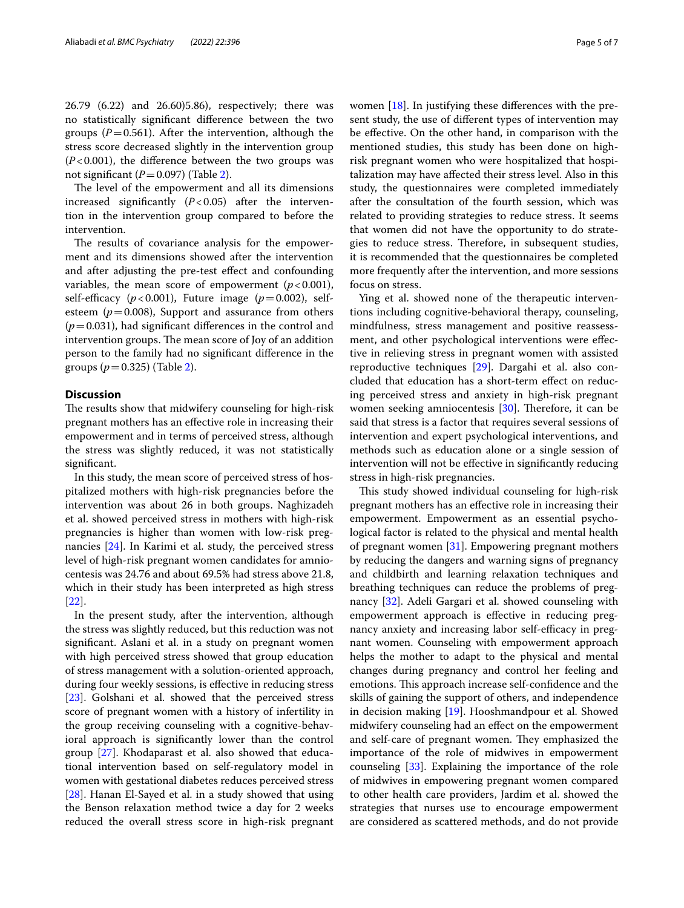26.79 (6.22) and 26.60)5.86), respectively; there was no statistically significant difference between the two groups ($P=0.561$). After the intervention, although the stress score decreased slightly in the intervention group ($P<0.001$), the difference between the two groups was not significant ($P=0.097$) (Table 2).

The level of the empowerment and all its dimensions increased significantly ($P<0.05$) after the intervention in the intervention group compared to before the intervention.

The results of covariance analysis for the empowerment and its dimensions showed after the intervention and after adjusting the pre-test effect and confounding variables, the mean score of empowerment ($p<0.001$), self-efficacy ($p<0.001$), Future image ($p=0.002$), self-esteem ($p=0.008$), Support and assurance from others ($p=0.031$), had significant differences in the control and intervention groups. The mean score of Joy of an addition person to the family had no significant difference in the groups ($p=0.325$) (Table 2).

## Discussion

The results show that midwifery counseling for high-risk pregnant mothers has an effective role in increasing their empowerment and in terms of perceived stress, although the stress was slightly reduced, it was not statistically significant.

In this study, the mean score of perceived stress of hospitalized mothers with high-risk pregnancies before the intervention was about 26 in both groups. Naghizadeh et al. showed perceived stress in mothers with high-risk pregnancies is higher than women with low-risk pregnancies [24]. In Karimi et al. study, the perceived stress level of high-risk pregnant women candidates for amniocentesis was 24.76 and about 69.5% had stress above 21.8, which in their study has been interpreted as high stress [22].

In the present study, after the intervention, although the stress was slightly reduced, but this reduction was not significant. Aslani et al. in a study on pregnant women with high perceived stress showed that group education of stress management with a solution-oriented approach, during four weekly sessions, is effective in reducing stress [23]. Golshani et al. showed that the perceived stress score of pregnant women with a history of infertility in the group receiving counseling with a cognitive-behavioral approach is significantly lower than the control group [27]. Khodaparast et al. also showed that educational intervention based on self-regulatory model in women with gestational diabetes reduces perceived stress [28]. Hanan El-Sayed et al. in a study showed that using the Benson relaxation method twice a day for 2 weeks reduced the overall stress score in high-risk pregnant women [18]. In justifying these differences with the present study, the use of different types of intervention may be effective. On the other hand, in comparison with the mentioned studies, this study has been done on high-risk pregnant women who were hospitalized that hospitalization may have affected their stress level. Also in this study, the questionnaires were completed immediately after the consultation of the fourth session, which was related to providing strategies to reduce stress. It seems that women did not have the opportunity to do strategies to reduce stress. Therefore, in subsequent studies, it is recommended that the questionnaires be completed more frequently after the intervention, and more sessions focus on stress.

Ying et al. showed none of the therapeutic interventions including cognitive-behavioral therapy, counseling, mindfulness, stress management and positive reassessment, and other psychological interventions were effective in relieving stress in pregnant women with assisted reproductive techniques [29]. Dargahi et al. also concluded that education has a short-term effect on reducing perceived stress and anxiety in high-risk pregnant women seeking amniocentesis [30]. Therefore, it can be said that stress is a factor that requires several sessions of intervention and expert psychological interventions, and methods such as education alone or a single session of intervention will not be effective in significantly reducing stress in high-risk pregnancies.

This study showed individual counseling for high-risk pregnant mothers has an effective role in increasing their empowerment. Empowerment as an essential psychological factor is related to the physical and mental health of pregnant women [31]. Empowering pregnant mothers by reducing the dangers and warning signs of pregnancy and childbirth and learning relaxation techniques and breathing techniques can reduce the problems of pregnancy [32]. Adeli Gargari et al. showed counseling with empowerment approach is effective in reducing pregnancy anxiety and increasing labor self-efficacy in pregnant women. Counseling with empowerment approach helps the mother to adapt to the physical and mental changes during pregnancy and control her feeling and emotions. This approach increase self-confidence and the skills of gaining the support of others, and independence in decision making [19]. Hooshmandpour et al. Showed midwifery counseling had an effect on the empowerment and self-care of pregnant women. They emphasized the importance of the role of midwives in empowerment counseling [33]. Explaining the importance of the role of midwives in empowering pregnant women compared to other health care providers, Jardim et al. showed the strategies that nurses use to encourage empowerment are considered as scattered methods, and do not provide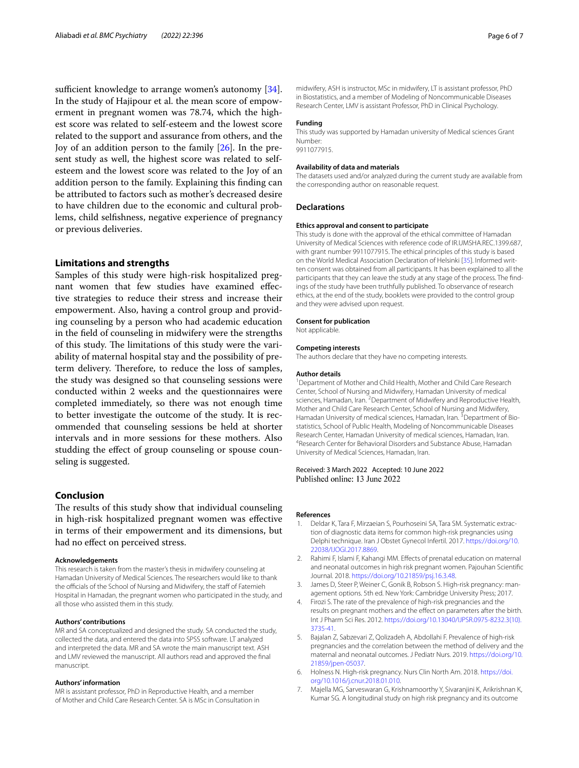sufficient knowledge to arrange women's autonomy [34]. In the study of Hajipour et al. the mean score of empowerment in pregnant women was 78.74, which the highest score was related to self-esteem and the lowest score related to the support and assurance from others, and the Joy of an addition person to the family [26]. In the present study as well, the highest score was related to self-esteem and the lowest score was related to the Joy of an addition person to the family. Explaining this finding can be attributed to factors such as mother's decreased desire to have children due to the economic and cultural problems, child selfishness, negative experience of pregnancy or previous deliveries.

## Limitations and strengths

Samples of this study were high-risk hospitalized pregnant women that few studies have examined effective strategies to reduce their stress and increase their empowerment. Also, having a control group and providing counseling by a person who had academic education in the field of counseling in midwifery were the strengths of this study. The limitations of this study were the variability of maternal hospital stay and the possibility of preterm delivery. Therefore, to reduce the loss of samples, the study was designed so that counseling sessions were conducted within 2 weeks and the questionnaires were completed immediately, so there was not enough time to better investigate the outcome of the study. It is recommended that counseling sessions be held at shorter intervals and in more sessions for these mothers. Also studding the effect of group counseling or spouse counseling is suggested.

## Conclusion

The results of this study show that individual counseling in high-risk hospitalized pregnant women was effective in terms of their empowerment and its dimensions, but had no effect on perceived stress.

#### Acknowledgements

This research is taken from the master's thesis in midwifery counseling at Hamadan University of Medical Sciences. The researchers would like to thank the officials of the School of Nursing and Midwifery, the staff of Fatemieh Hospital in Hamadan, the pregnant women who participated in the study, and all those who assisted them in this study.

#### Authors' contributions

MR and SA conceptualized and designed the study. SA conducted the study, collected the data, and entered the data into SPSS software. LT analyzed and interpreted the data. MR and SA wrote the main manuscript text. ASH and LMV reviewed the manuscript. All authors read and approved the final manuscript.

#### Authors' information

MR is assistant professor, PhD in Reproductive Health, and a member of Mother and Child Care Research Center. SA is MSc in Consultation in midwifery, ASH is instructor, MSc in midwifery, LT is assistant professor, PhD in Biostatistics, and a member of Modeling of Noncommunicable Diseases Research Center, LMV is assistant Professor, PhD in Clinical Psychology.

#### Funding

This study was supported by Hamadan university of Medical sciences Grant Number:
9911077915.

#### Availability of data and materials

The datasets used and/or analyzed during the current study are available from the corresponding author on reasonable request.

## Declarations

#### Ethics approval and consent to participate

This study is done with the approval of the ethical committee of Hamadan University of Medical Sciences with reference code of IR.UMSHA.REC.1399.687, with grant number 9911077915. The ethical principles of this study is based on the World Medical Association Declaration of Helsinki [35]. Informed written consent was obtained from all participants. It has been explained to all the participants that they can leave the study at any stage of the process. The findings of the study have been truthfully published. To observance of research ethics, at the end of the study, booklets were provided to the control group and they were advised upon request.

#### Consent for publication

Not applicable.

#### Competing interests

The authors declare that they have no competing interests.

#### Author details

[1]Department of Mother and Child Health, Mother and Child Care Research Center, School of Nursing and Midwifery, Hamadan University of medical sciences, Hamadan, Iran. [2]Department of Midwifery and Reproductive Health, Mother and Child Care Research Center, School of Nursing and Midwifery, Hamadan University of medical sciences, Hamadan, Iran. [3]Department of Biostatistics, School of Public Health, Modeling of Noncommunicable Diseases Research Center, Hamadan University of medical sciences, Hamadan, Iran. [4]Research Center for Behavioral Disorders and Substance Abuse, Hamadan University of Medical Sciences, Hamadan, Iran.

Received: 3 March 2022 Accepted: 10 June 2022
Published online: 13 June 2022

#### References

1. Deldar K, Tara F, Mirzaeian S, Pourhoseini SA, Tara SM. Systematic extraction of diagnostic data items for common high-risk pregnancies using Delphi technique. Iran J Obstet Gynecol Infertil. 2017. https://doi.org/10.22038/IJOGI.2017.8869.
2. Rahimi F, Islami F, Kahangi MM. Effects of prenatal education on maternal and neonatal outcomes in high risk pregnant women. Pajouhan Scientific Journal. 2018. https://doi.org/10.21859/psj.16.3.48.
3. James D, Steer P, Weiner C, Gonik B, Robson S. High-risk pregnancy: management options. 5th ed. New York: Cambridge University Press; 2017.
4. Firozi S. The rate of the prevalence of high-risk pregnancies and the results on pregnant mothers and the effect on parameters after the birth. Int J Pharm Sci Res. 2012. https://doi.org/10.13040/IJPSR.0975-8232.3(10).3735-41.
5. Bajalan Z, Sabzevari Z, Qolizadeh A, Abdollahi F. Prevalence of high-risk pregnancies and the correlation between the method of delivery and the maternal and neonatal outcomes. J Pediatr Nurs. 2019. https://doi.org/10.21859/jpen-05037.
6. Holness N. High-risk pregnancy. Nurs Clin North Am. 2018. https://doi.org/10.1016/j.cnur.2018.01.010.
7. Majella MG, Sarveswaran G, Krishnamoorthy Y, Sivaranjini K, Arikrishnan K, Kumar SG. A longitudinal study on high risk pregnancy and its outcome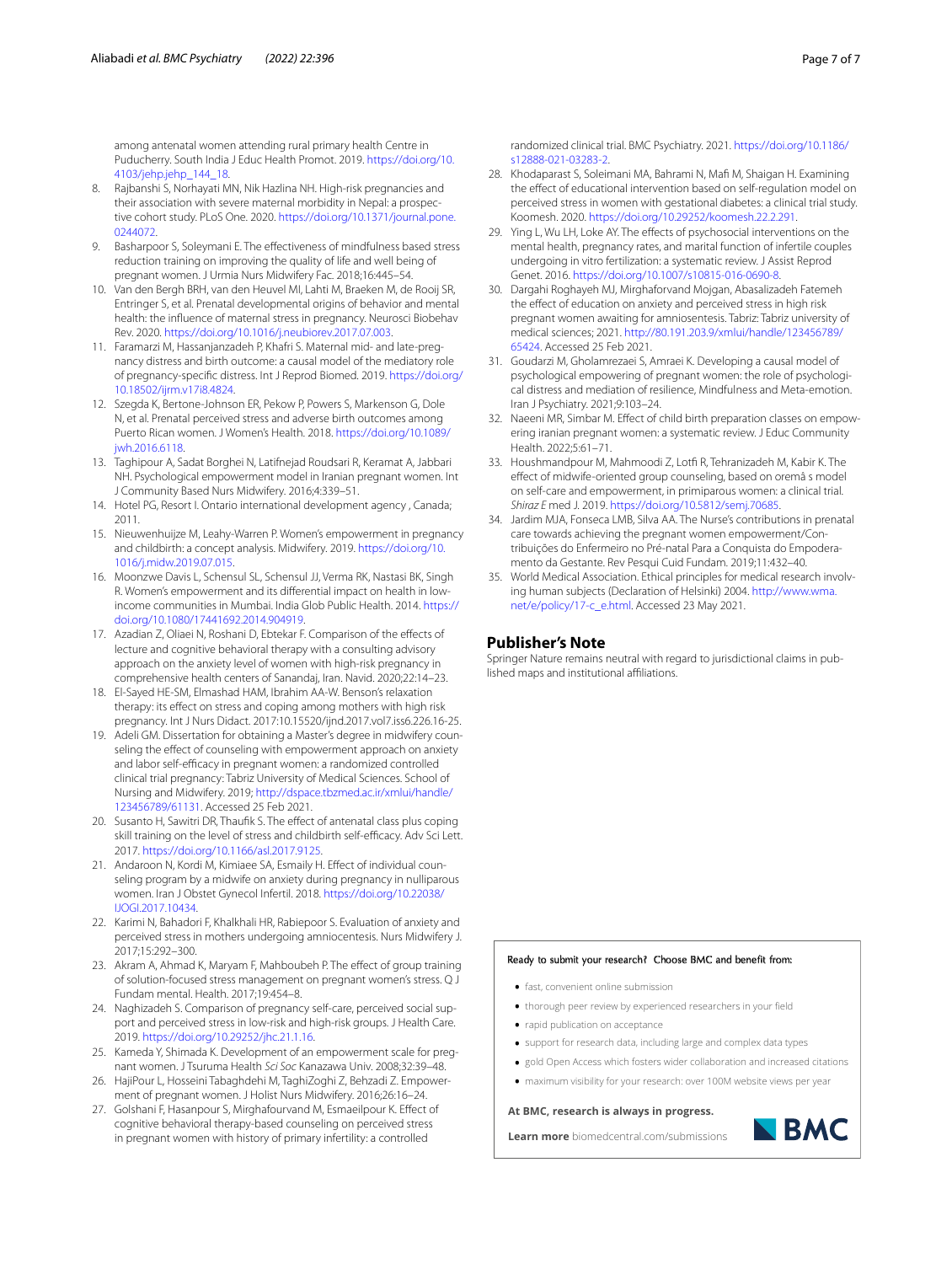among antenatal women attending rural primary health Centre in Puducherry. South India J Educ Health Promot. 2019. https://doi.org/10.4103/jehp.jehp_144_18.

8. Rajbanshi S, Norhayati MN, Nik Hazlina NH. High-risk pregnancies and their association with severe maternal morbidity in Nepal: a prospective cohort study. PLoS One. 2020. https://doi.org/10.1371/journal.pone.0244072.
9. Basharpoor S, Soleymani E. The effectiveness of mindfulness based stress reduction training on improving the quality of life and well being of pregnant women. J Urmia Nurs Midwifery Fac. 2018;16:445–54.
10. Van den Bergh BRH, van den Heuvel MI, Lahti M, Braeken M, de Rooij SR, Entringer S, et al. Prenatal developmental origins of behavior and mental health: the influence of maternal stress in pregnancy. Neurosci Biobehav Rev. 2020. https://doi.org/10.1016/j.neubiorev.2017.07.003.
11. Faramarzi M, Hassanjanzadeh P, Khafri S. Maternal mid- and late-pregnancy distress and birth outcome: a causal model of the mediatory role of pregnancy-specific distress. Int J Reprod Biomed. 2019. https://doi.org/10.18502/ijrm.v17i8.4824.
12. Szegda K, Bertone-Johnson ER, Pekow P, Powers S, Markenson G, Dole N, et al. Prenatal perceived stress and adverse birth outcomes among Puerto Rican women. J Women's Health. 2018. https://doi.org/10.1089/jwh.2016.6118.
13. Taghipour A, Sadat Borghei N, Latifnejad Roudsari R, Keramat A, Jabbari NH. Psychological empowerment model in Iranian pregnant women. Int J Community Based Nurs Midwifery. 2016;4:339–51.
14. Hotel PG, Resort I. Ontario international development agency , Canada; 2011.
15. Nieuwenhuijze M, Leahy-Warren P. Women's empowerment in pregnancy and childbirth: a concept analysis. Midwifery. 2019. https://doi.org/10.1016/j.midw.2019.07.015.
16. Moonzwe Davis L, Schensul SL, Schensul JJ, Verma RK, Nastasi BK, Singh R. Women's empowerment and its differential impact on health in low-income communities in Mumbai. India Glob Public Health. 2014. https://doi.org/10.1080/17441692.2014.904919.
17. Azadian Z, Oliaei N, Roshani D, Ebtekar F. Comparison of the effects of lecture and cognitive behavioral therapy with a consulting advisory approach on the anxiety level of women with high-risk pregnancy in comprehensive health centers of Sanandaj, Iran. Navid. 2020;22:14–23.
18. El-Sayed HE-SM, Elmashad HAM, Ibrahim AA-W. Benson's relaxation therapy: its effect on stress and coping among mothers with high risk pregnancy. Int J Nurs Didact. 2017:10.15520/ijnd.2017.vol7.iss6.226.16-25.
19. Adeli GM. Dissertation for obtaining a Master's degree in midwifery counseling the effect of counseling with empowerment approach on anxiety and labor self-efficacy in pregnant women: a randomized controlled clinical trial pregnancy: Tabriz University of Medical Sciences. School of Nursing and Midwifery. 2019; http://dspace.tbzmed.ac.ir/xmlui/handle/123456789/61131. Accessed 25 Feb 2021.
20. Susanto H, Sawitri DR, Thaufik S. The effect of antenatal class plus coping skill training on the level of stress and childbirth self-efficacy. Adv Sci Lett. 2017. https://doi.org/10.1166/asl.2017.9125.
21. Andaroon N, Kordi M, Kimiaee SA, Esmaily H. Effect of individual counseling program by a midwife on anxiety during pregnancy in nulliparous women. Iran J Obstet Gynecol Infertil. 2018. https://doi.org/10.22038/IJOGI.2017.10434.
22. Karimi N, Bahadori F, Khalkhali HR, Rabiepoor S. Evaluation of anxiety and perceived stress in mothers undergoing amniocentesis. Nurs Midwifery J. 2017;15:292–300.
23. Akram A, Ahmad K, Maryam F, Mahboubeh P. The effect of group training of solution-focused stress management on pregnant women's stress. Q J Fundam mental. Health. 2017;19:454–8.
24. Naghizadeh S. Comparison of pregnancy self-care, perceived social support and perceived stress in low-risk and high-risk groups. J Health Care. 2019. https://doi.org/10.29252/jhc.21.1.16.
25. Kameda Y, Shimada K. Development of an empowerment scale for pregnant women. J Tsuruma Health *Sci Soc* Kanazawa Univ. 2008;32:39–48.
26. HajiPour L, Hosseini Tabaghdehi M, TaghiZoghi Z, Behzadi Z. Empowerment of pregnant women. J Holist Nurs Midwifery. 2016;26:16–24.
27. Golshani F, Hasanpour S, Mirghafourvand M, Esmaeilpour K. Effect of cognitive behavioral therapy-based counseling on perceived stress in pregnant women with history of primary infertility: a controlled randomized clinical trial. BMC Psychiatry. 2021. https://doi.org/10.1186/s12888-021-03283-2.
28. Khodaparast S, Soleimani MA, Bahrami N, Mafi M, Shaigan H. Examining the effect of educational intervention based on self-regulation model on perceived stress in women with gestational diabetes: a clinical trial study. Koomesh. 2020. https://doi.org/10.29252/koomesh.22.2.291.
29. Ying L, Wu LH, Loke AY. The effects of psychosocial interventions on the mental health, pregnancy rates, and marital function of infertile couples undergoing in vitro fertilization: a systematic review. J Assist Reprod Genet. 2016. https://doi.org/10.1007/s10815-016-0690-8.
30. Dargahi Roghayeh MJ, Mirghaforvand Mojgan, Abasalizadeh Fatemeh the effect of education on anxiety and perceived stress in high risk pregnant women awaiting for amniosentesis. Tabriz: Tabriz university of medical sciences; 2021. http://80.191.203.9/xmlui/handle/123456789/65424. Accessed 25 Feb 2021.
31. Goudarzi M, Gholamrezaei S, Amraei K. Developing a causal model of psychological empowering of pregnant women: the role of psychological distress and mediation of resilience, Mindfulness and Meta-emotion. Iran J Psychiatry. 2021;9:103–24.
32. Naeeni MR, Simbar M. Effect of child birth preparation classes on empowering iranian pregnant women: a systematic review. J Educ Community Health. 2022;5:61–71.
33. Houshmandpour M, Mahmoodi Z, Lotfi R, Tehranizadeh M, Kabir K. The effect of midwife-oriented group counseling, based on oremâ s model on self-care and empowerment, in primiparous women: a clinical trial. *Shiraz E* med J. 2019. https://doi.org/10.5812/semj.70685.
34. Jardim MJA, Fonseca LMB, Silva AA. The Nurse's contributions in prenatal care towards achieving the pregnant women empowerment/Contribuições do Enfermeiro no Pré-natal Para a Conquista do Empoderamento da Gestante. Rev Pesqui Cuid Fundam. 2019;11:432–40.
35. World Medical Association. Ethical principles for medical research involving human subjects (Declaration of Helsinki) 2004. http://www.wma.net/e/policy/17-c_e.html. Accessed 23 May 2021.

## Publisher's Note

Springer Nature remains neutral with regard to jurisdictional claims in published maps and institutional affiliations.

Ready to submit your research? Choose BMC and benefit from:

- fast, convenient online submission
- thorough peer review by experienced researchers in your field
- rapid publication on acceptance
- support for research data, including large and complex data types
- gold Open Access which fosters wider collaboration and increased citations
- maximum visibility for your research: over 100M website views per year

**At BMC, research is always in progress.**

**Learn more** biomedcentral.com/submissions

BMC